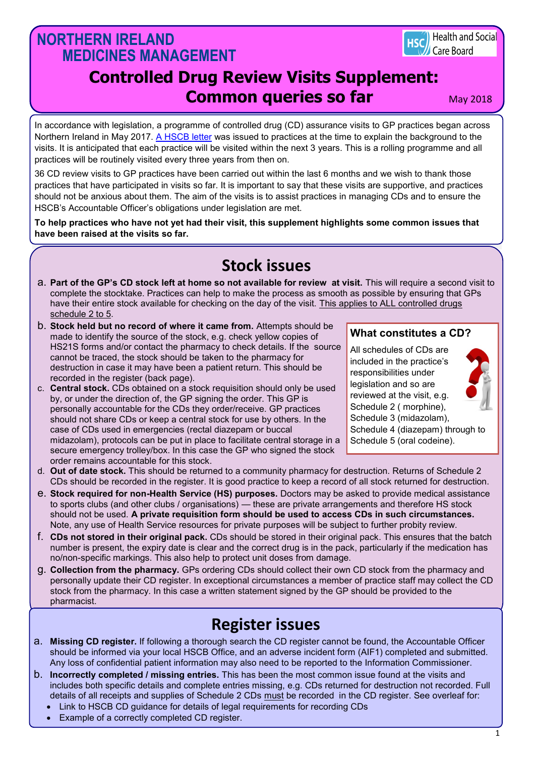# NORTHERN IRELAND MEDICINES MANAGEMENT

Health and Social Care Board

## Controlled Drug Review Visits Supplement: Common queries so far

May 2018

In accordance with legislation, a programme of controlled drug (CD) assurance visits to GP practices began across Northern Ireland in May 2017. A HSCB letter was issued to practices at the time to explain the background to the visits. It is anticipated that each practice will be visited within the next 3 years. This is a rolling programme and all practices will be routinely visited every three years from then on.

36 CD review visits to GP practices have been carried out within the last 6 months and we wish to thank those practices that have participated in visits so far. It is important to say that these visits are supportive, and practices should not be anxious about them. The aim of the visits is to assist practices in managing CDs and to ensure the HSCB's Accountable Officer's obligations under legislation are met.

**To help practices who have not yet had their visit, this supplement highlights some common issues that have been raised at the visits so far.**

## Stock issues

a. **Part of the GP's CD stock left at home so not available for review at visit.** This will require a second visit to complete the stocktake. Practices can help to make the process as smooth as possible by ensuring that GPs have their entire stock available for checking on the day of the visit. This applies to ALL controlled drugs schedule 2 to 5.

b. **Stock held but no record of where it came from.** Attempts should be made to identify the source of the stock, e.g. check yellow copies of HS21S forms and/or contact the pharmacy to check details. If the source cannot be traced, the stock should be taken to the pharmacy for destruction in case it may have been a patient return. This should be recorded in the register (back page).

c. **Central stock.** CDs obtained on a stock requisition should only be used by, or under the direction of, the GP signing the order. This GP is personally accountable for the CDs they order/receive. GP practices should not share CDs or keep a central stock for use by others. In the case of CDs used in emergencies (rectal diazepam or buccal midazolam), protocols can be put in place to facilitate central storage in a secure emergency trolley/box. In this case the GP who signed the stock order remains accountable for this stock.

### What constitutes a CD?

All schedules of CDs are included in the practice's responsibilities under legislation and so are reviewed at the visit, e.g. Schedule 2 ( morphine), Schedule 3 (midazolam), Schedule 4 (diazepam) through to Schedule 5 (oral codeine).

d. **Out of date stock.** This should be returned to a community pharmacy for destruction. Returns of Schedule 2 CDs should be recorded in the register. It is good practice to keep a record of all stock returned for destruction.

e. **Stock required for non-Health Service (HS) purposes.** Doctors may be asked to provide medical assistance to sports clubs (and other clubs / organisations) — these are private arrangements and therefore HS stock should not be used. **A private requisition form should be used to access CDs in such circumstances.** Note, any use of Health Service resources for private purposes will be subject to further probity review.

f. **CDs not stored in their original pack.** CDs should be stored in their original pack. This ensures that the batch number is present, the expiry date is clear and the correct drug is in the pack, particularly if the medication has no/non-specific markings. This also help to protect unit doses from damage.

g. **Collection from the pharmacy.** GPs ordering CDs should collect their own CD stock from the pharmacy and personally update their CD register. In exceptional circumstances a member of practice staff may collect the CD stock from the pharmacy. In this case a written statement signed by the GP should be provided to the pharmacist.

## Register issues

a. **Missing CD register.** If following a thorough search the CD register cannot be found, the Accountable Officer should be informed via your local HSCB Office, and an adverse incident form (AIF1) completed and submitted. Any loss of confidential patient information may also need to be reported to the Information Commissioner.

b. **Incorrectly completed / missing entries.** This has been the most common issue found at the visits and includes both specific details and complete entries missing, e.g. CDs returned for destruction not recorded. Full details of all receipts and supplies of Schedule 2 CDs must be recorded in the CD register. See overleaf for:
   - Link to HSCB CD guidance for details of legal requirements for recording CDs
   - Example of a correctly completed CD register.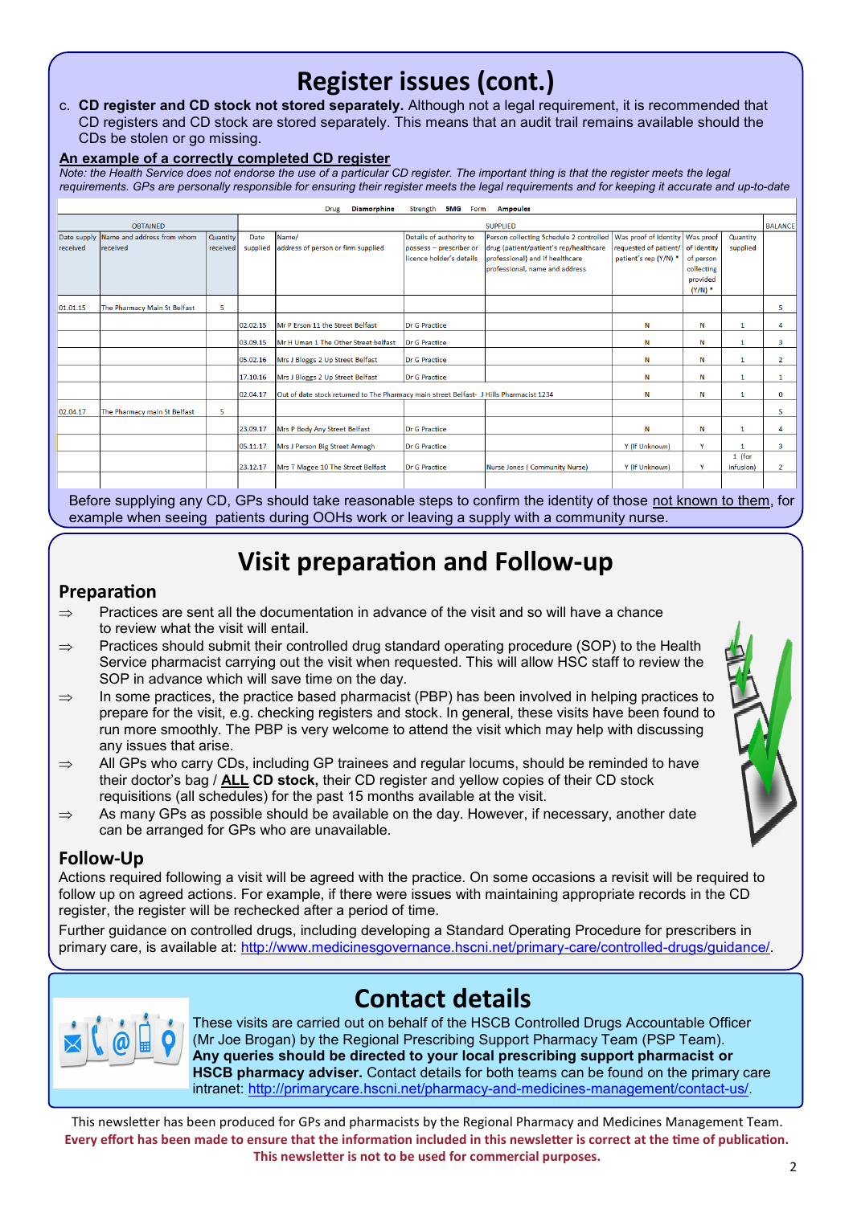# Register issues (cont.)

c. **CD register and CD stock not stored separately.** Although not a legal requirement, it is recommended that CD registers and CD stock are stored separately. This means that an audit trail remains available should the CDs be stolen or go missing.

**An example of a correctly completed CD register**

*Note: the Health Service does not endorse the use of a particular CD register. The important thing is that the register meets the legal requirements. GPs are personally responsible for ensuring their register meets the legal requirements and for keeping it accurate and up-to-date*

Drug **Diamorphine** Strength **5MG** Form **Ampoules**

| OBTAINED | | | SUPPLIED | | | | | | | BALANCE |
|---|---|---|---|---|---|---|---|---|---|---|
| Date supply received | Name and address from whom received | Quantity received | Date supplied | Name/ address of person or firm supplied | Details of authority to possess – prescriber or licence holder's details | Person collecting Schedule 2 controlled drug (patient/patient's rep/healthcare professional) and if healthcare professional, name and address | Was proof of identity requested of patient/ patient's rep (Y/N) * | Was proof of identity of person collecting provided (Y/N) * | Quantity supplied | |
| 01.01.15 | The Pharmacy Main St Belfast | 5 | | | | | | | | 5 |
| | | | 02.02.15 | Mr P Erson 11 the Street Belfast | Dr G Practice | | N | N | 1 | 4 |
| | | | 03.09.15 | Mr H Uman 1 The Other Street belfast | Dr G Practice | | N | N | 1 | 3 |
| | | | 05.02.16 | Mrs J Bloggs 2 Up Street Belfast | Dr G Practice | | N | N | 1 | 2 |
| | | | 17.10.16 | Mrs J Bloggs 2 Up Street Belfast | Dr G Practice | | N | N | 1 | 1 |
| | | | 02.04.17 | Out of date stock returned to The Pharmacy main street Belfast- J Hills Pharmacist 1234 | | | N | N | 1 | 0 |
| 02.04.17 | The Pharmacy main St Belfast | 5 | | | | | | | | 5 |
| | | | 23.09.17 | Mrs P Body Any Street Belfast | Dr G Practice | | N | N | 1 | 4 |
| | | | 05.11.17 | Mrs J Person Big Street Armagh | Dr G Practice | | Y (If Unknown) | Y | 1 | 3 |
| | | | 23.12.17 | Mrs T Magee 10 The Street Belfast | Dr G Practice | Nurse Jones ( Community Nurse) | Y (If Unknown) | Y | 1 (for infusion) | 2 |

Before supplying any CD, GPs should take reasonable steps to confirm the identity of those not known to them, for example when seeing patients during OOHs work or leaving a supply with a community nurse.

# Visit preparation and Follow-up

## Preparation

- ⇒ Practices are sent all the documentation in advance of the visit and so will have a chance to review what the visit will entail.
- ⇒ Practices should submit their controlled drug standard operating procedure (SOP) to the Health Service pharmacist carrying out the visit when requested. This will allow HSC staff to review the SOP in advance which will save time on the day.
- ⇒ In some practices, the practice based pharmacist (PBP) has been involved in helping practices to prepare for the visit, e.g. checking registers and stock. In general, these visits have been found to run more smoothly. The PBP is very welcome to attend the visit which may help with discussing any issues that arise.
- ⇒ All GPs who carry CDs, including GP trainees and regular locums, should be reminded to have their doctor's bag / **ALL CD stock,** their CD register and yellow copies of their CD stock requisitions (all schedules) for the past 15 months available at the visit.
- ⇒ As many GPs as possible should be available on the day. However, if necessary, another date can be arranged for GPs who are unavailable.

## Follow-Up

Actions required following a visit will be agreed with the practice. On some occasions a revisit will be required to follow up on agreed actions. For example, if there were issues with maintaining appropriate records in the CD register, the register will be rechecked after a period of time.

Further guidance on controlled drugs, including developing a Standard Operating Procedure for prescribers in primary care, is available at: http://www.medicinesgovernance.hscni.net/primary-care/controlled-drugs/guidance/.

# Contact details

These visits are carried out on behalf of the HSCB Controlled Drugs Accountable Officer (Mr Joe Brogan) by the Regional Prescribing Support Pharmacy Team (PSP Team). **Any queries should be directed to your local prescribing support pharmacist or HSCB pharmacy adviser.** Contact details for both teams can be found on the primary care intranet: http://primarycare.hscni.net/pharmacy-and-medicines-management/contact-us/.

This newsletter has been produced for GPs and pharmacists by the Regional Pharmacy and Medicines Management Team.
**Every effort has been made to ensure that the information included in this newsletter is correct at the time of publication.**
**This newsletter is not to be used for commercial purposes.**